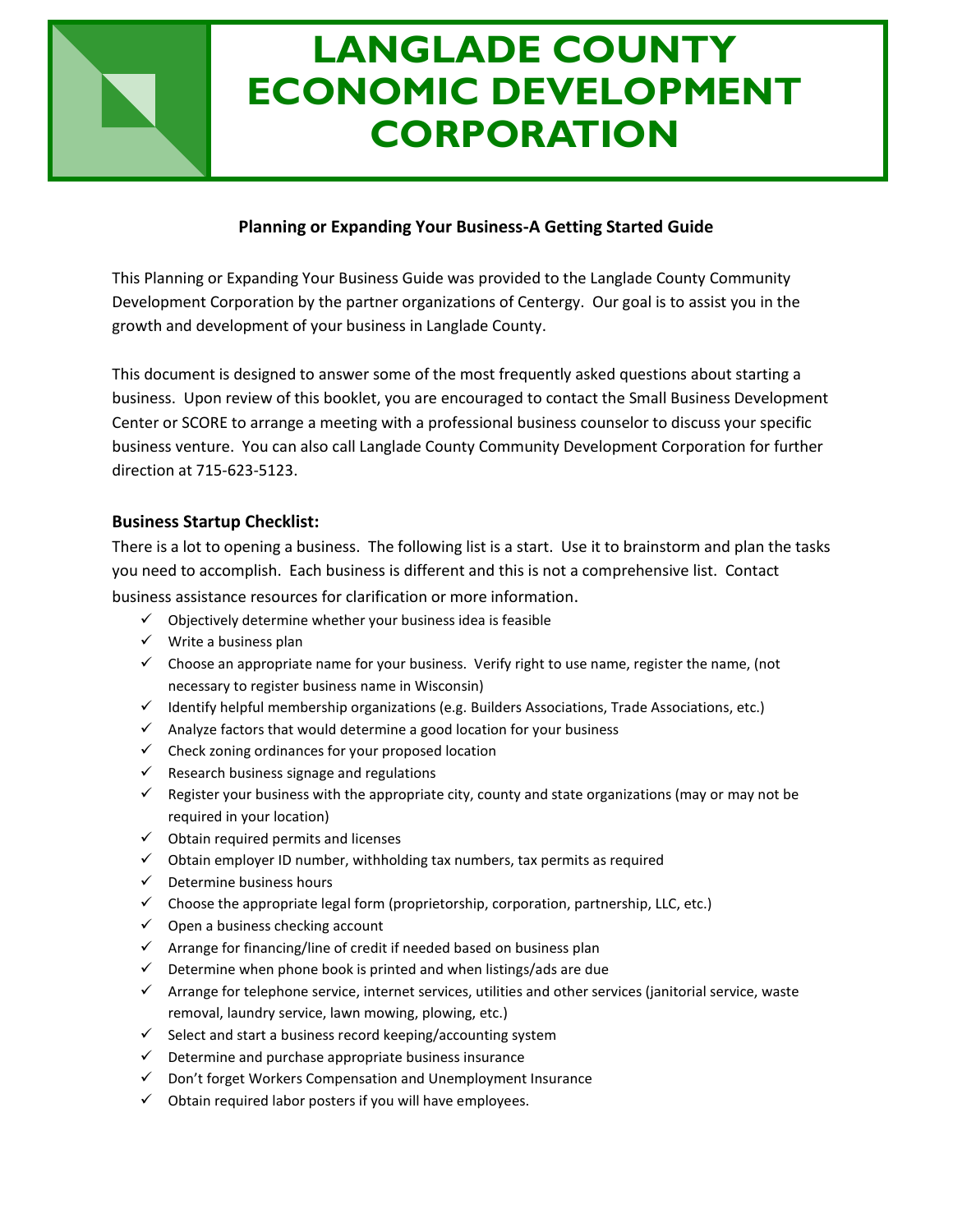# LANGLADE COUNTY ECONOMIC DEVELOPMENT CORPORATION

### Planning or Expanding Your Business-A Getting Started Guide

This Planning or Expanding Your Business Guide was provided to the Langlade County Community Development Corporation by the partner organizations of Centergy. Our goal is to assist you in the growth and development of your business in Langlade County.

This document is designed to answer some of the most frequently asked questions about starting a business. Upon review of this booklet, you are encouraged to contact the Small Business Development Center or SCORE to arrange a meeting with a professional business counselor to discuss your specific business venture. You can also call Langlade County Community Development Corporation for further direction at 715-623-5123.

## Business Startup Checklist:

There is a lot to opening a business. The following list is a start. Use it to brainstorm and plan the tasks you need to accomplish. Each business is different and this is not a comprehensive list. Contact business assistance resources for clarification or more information.

- ✓ Objectively determine whether your business idea is feasible
- ✓ Write a business plan
- ✓ Choose an appropriate name for your business. Verify right to use name, register the name, (not necessary to register business name in Wisconsin)
- ✓ Identify helpful membership organizations (e.g. Builders Associations, Trade Associations, etc.)
- ✓ Analyze factors that would determine a good location for your business
- ✓ Check zoning ordinances for your proposed location
- ✓ Research business signage and regulations
- ✓ Register your business with the appropriate city, county and state organizations (may or may not be required in your location)
- ✓ Obtain required permits and licenses
- ✓ Obtain employer ID number, withholding tax numbers, tax permits as required
- ✓ Determine business hours
- ✓ Choose the appropriate legal form (proprietorship, corporation, partnership, LLC, etc.)
- ✓ Open a business checking account
- ✓ Arrange for financing/line of credit if needed based on business plan
- ✓ Determine when phone book is printed and when listings/ads are due
- ✓ Arrange for telephone service, internet services, utilities and other services (janitorial service, waste removal, laundry service, lawn mowing, plowing, etc.)
- ✓ Select and start a business record keeping/accounting system
- ✓ Determine and purchase appropriate business insurance
- ✓ Don't forget Workers Compensation and Unemployment Insurance
- ✓ Obtain required labor posters if you will have employees.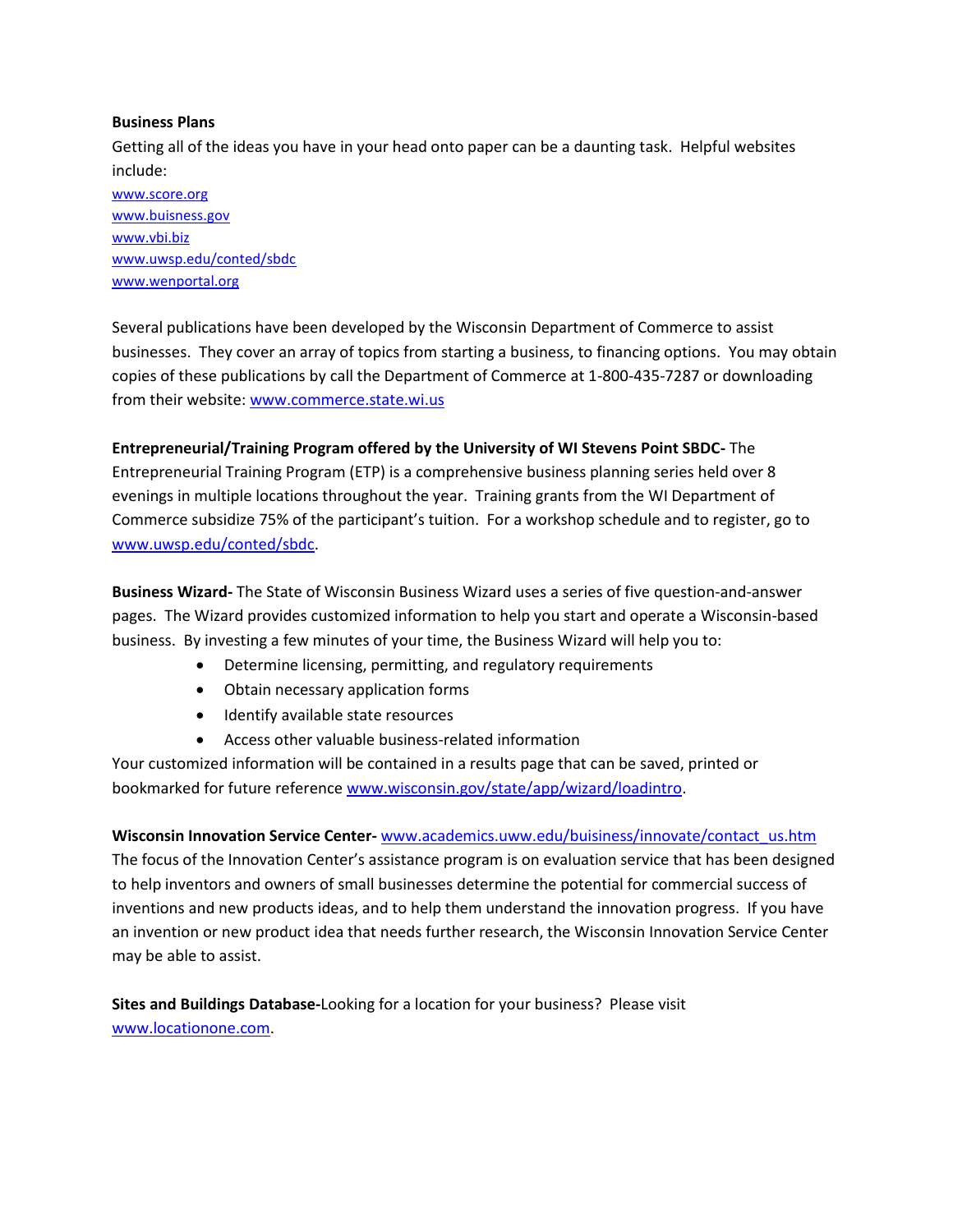**Business Plans**

Getting all of the ideas you have in your head onto paper can be a daunting task. Helpful websites include:

www.score.org
www.buisness.gov
www.vbi.biz
www.uwsp.edu/conted/sbdc
www.wenportal.org

Several publications have been developed by the Wisconsin Department of Commerce to assist businesses. They cover an array of topics from starting a business, to financing options. You may obtain copies of these publications by call the Department of Commerce at 1-800-435-7287 or downloading from their website: www.commerce.state.wi.us

**Entrepreneurial/Training Program offered by the University of WI Stevens Point SBDC-** The Entrepreneurial Training Program (ETP) is a comprehensive business planning series held over 8 evenings in multiple locations throughout the year. Training grants from the WI Department of Commerce subsidize 75% of the participant's tuition. For a workshop schedule and to register, go to www.uwsp.edu/conted/sbdc.

**Business Wizard-** The State of Wisconsin Business Wizard uses a series of five question-and-answer pages. The Wizard provides customized information to help you start and operate a Wisconsin-based business. By investing a few minutes of your time, the Business Wizard will help you to:

- Determine licensing, permitting, and regulatory requirements
- Obtain necessary application forms
- Identify available state resources
- Access other valuable business-related information

Your customized information will be contained in a results page that can be saved, printed or bookmarked for future reference www.wisconsin.gov/state/app/wizard/loadintro.

**Wisconsin Innovation Service Center-** www.academics.uww.edu/buisiness/innovate/contact_us.htm
The focus of the Innovation Center's assistance program is on evaluation service that has been designed to help inventors and owners of small businesses determine the potential for commercial success of inventions and new products ideas, and to help them understand the innovation progress. If you have an invention or new product idea that needs further research, the Wisconsin Innovation Service Center may be able to assist.

**Sites and Buildings Database-**Looking for a location for your business? Please visit www.locationone.com.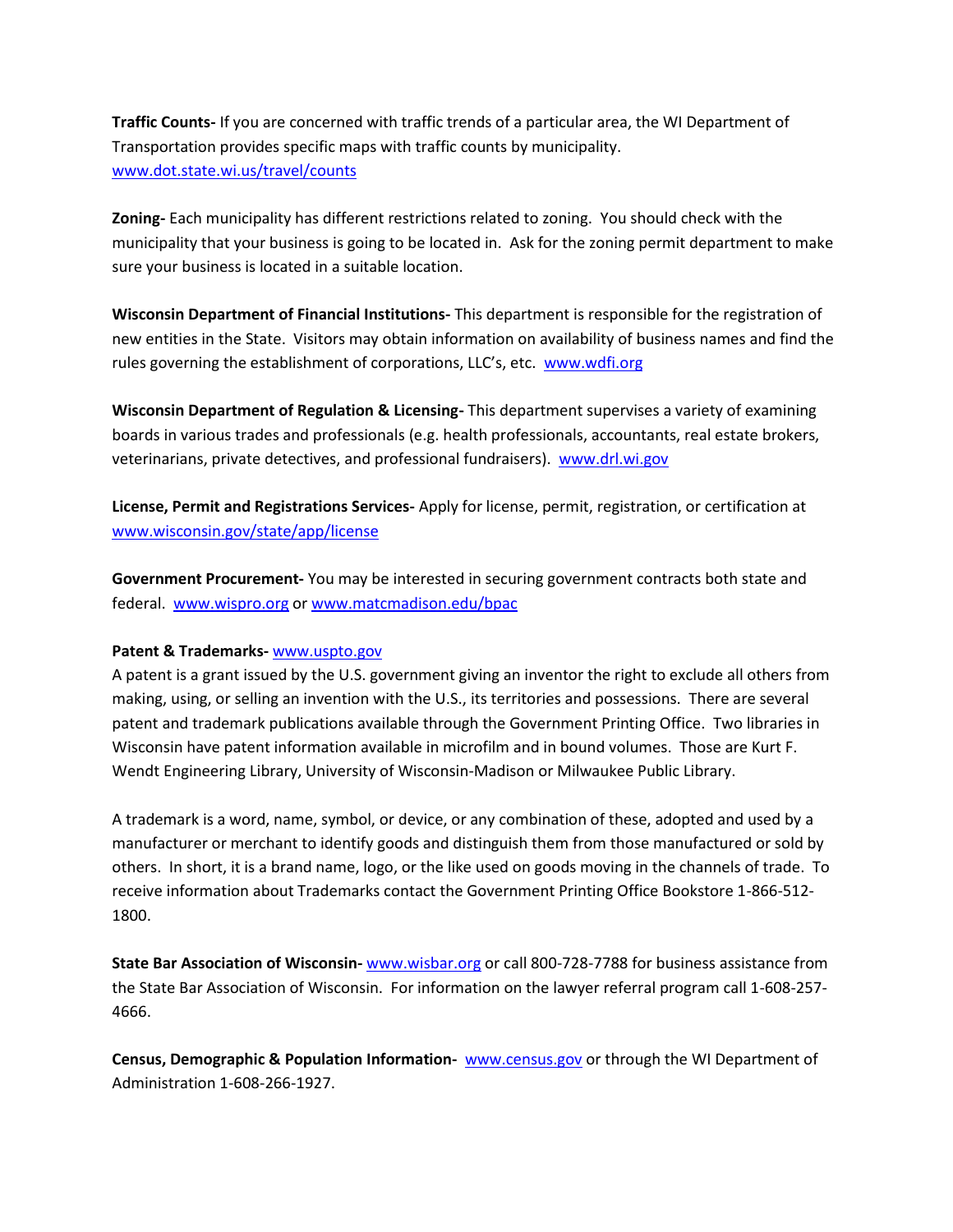**Traffic Counts-** If you are concerned with traffic trends of a particular area, the WI Department of Transportation provides specific maps with traffic counts by municipality. www.dot.state.wi.us/travel/counts

**Zoning-** Each municipality has different restrictions related to zoning. You should check with the municipality that your business is going to be located in. Ask for the zoning permit department to make sure your business is located in a suitable location.

**Wisconsin Department of Financial Institutions-** This department is responsible for the registration of new entities in the State. Visitors may obtain information on availability of business names and find the rules governing the establishment of corporations, LLC's, etc. www.wdfi.org

**Wisconsin Department of Regulation & Licensing-** This department supervises a variety of examining boards in various trades and professionals (e.g. health professionals, accountants, real estate brokers, veterinarians, private detectives, and professional fundraisers). www.drl.wi.gov

**License, Permit and Registrations Services-** Apply for license, permit, registration, or certification at www.wisconsin.gov/state/app/license

**Government Procurement-** You may be interested in securing government contracts both state and federal. www.wispro.org or www.matcmadison.edu/bpac

**Patent & Trademarks-** www.uspto.gov
A patent is a grant issued by the U.S. government giving an inventor the right to exclude all others from making, using, or selling an invention with the U.S., its territories and possessions. There are several patent and trademark publications available through the Government Printing Office. Two libraries in Wisconsin have patent information available in microfilm and in bound volumes. Those are Kurt F. Wendt Engineering Library, University of Wisconsin-Madison or Milwaukee Public Library.

A trademark is a word, name, symbol, or device, or any combination of these, adopted and used by a manufacturer or merchant to identify goods and distinguish them from those manufactured or sold by others. In short, it is a brand name, logo, or the like used on goods moving in the channels of trade. To receive information about Trademarks contact the Government Printing Office Bookstore 1-866-512-1800.

**State Bar Association of Wisconsin-** www.wisbar.org or call 800-728-7788 for business assistance from the State Bar Association of Wisconsin. For information on the lawyer referral program call 1-608-257-4666.

**Census, Demographic & Population Information-** www.census.gov or through the WI Department of Administration 1-608-266-1927.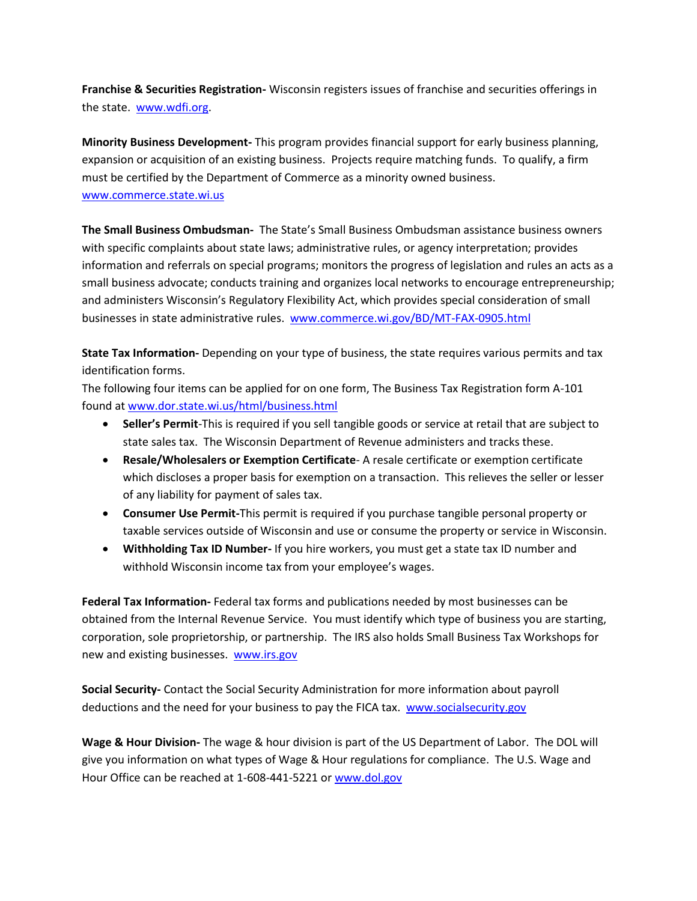**Franchise & Securities Registration-** Wisconsin registers issues of franchise and securities offerings in the state. [www.wdfi.org](www.wdfi.org).

**Minority Business Development-** This program provides financial support for early business planning, expansion or acquisition of an existing business. Projects require matching funds. To qualify, a firm must be certified by the Department of Commerce as a minority owned business. [www.commerce.state.wi.us](www.commerce.state.wi.us)

**The Small Business Ombudsman-** The State's Small Business Ombudsman assistance business owners with specific complaints about state laws; administrative rules, or agency interpretation; provides information and referrals on special programs; monitors the progress of legislation and rules an acts as a small business advocate; conducts training and organizes local networks to encourage entrepreneurship; and administers Wisconsin's Regulatory Flexibility Act, which provides special consideration of small businesses in state administrative rules. [www.commerce.wi.gov/BD/MT-FAX-0905.html](www.commerce.wi.gov/BD/MT-FAX-0905.html)

**State Tax Information-** Depending on your type of business, the state requires various permits and tax identification forms.

The following four items can be applied for on one form, The Business Tax Registration form A-101 found at [www.dor.state.wi.us/html/business.html](www.dor.state.wi.us/html/business.html)

- **Seller's Permit**-This is required if you sell tangible goods or service at retail that are subject to state sales tax. The Wisconsin Department of Revenue administers and tracks these.
- **Resale/Wholesalers or Exemption Certificate**- A resale certificate or exemption certificate which discloses a proper basis for exemption on a transaction. This relieves the seller or lesser of any liability for payment of sales tax.
- **Consumer Use Permit-**This permit is required if you purchase tangible personal property or taxable services outside of Wisconsin and use or consume the property or service in Wisconsin.
- **Withholding Tax ID Number-** If you hire workers, you must get a state tax ID number and withhold Wisconsin income tax from your employee's wages.

**Federal Tax Information-** Federal tax forms and publications needed by most businesses can be obtained from the Internal Revenue Service. You must identify which type of business you are starting, corporation, sole proprietorship, or partnership. The IRS also holds Small Business Tax Workshops for new and existing businesses. [www.irs.gov](www.irs.gov)

**Social Security-** Contact the Social Security Administration for more information about payroll deductions and the need for your business to pay the FICA tax. [www.socialsecurity.gov](www.socialsecurity.gov)

**Wage & Hour Division-** The wage & hour division is part of the US Department of Labor. The DOL will give you information on what types of Wage & Hour regulations for compliance. The U.S. Wage and Hour Office can be reached at 1-608-441-5221 or [www.dol.gov](www.dol.gov)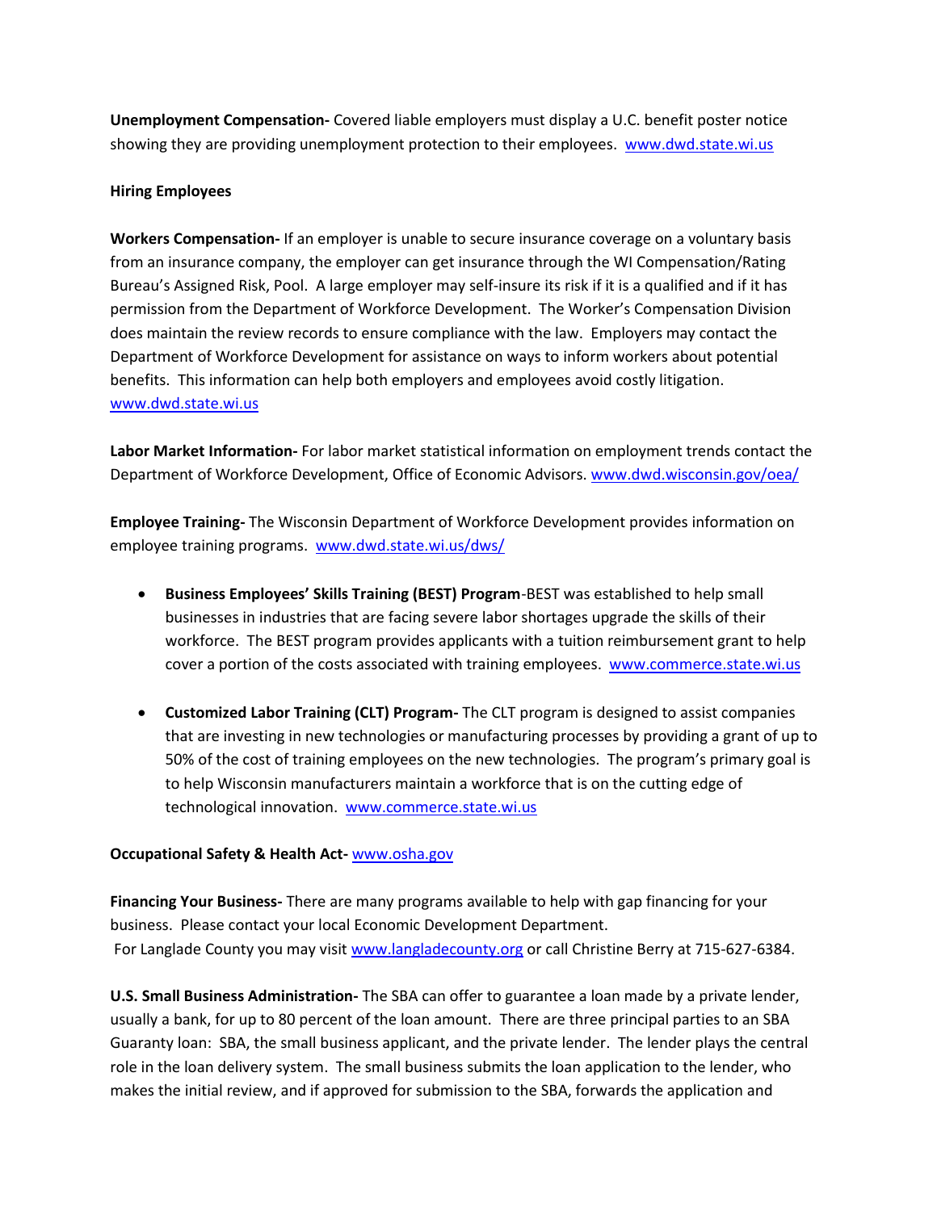**Unemployment Compensation-** Covered liable employers must display a U.C. benefit poster notice showing they are providing unemployment protection to their employees. www.dwd.state.wi.us

**Hiring Employees**

**Workers Compensation-** If an employer is unable to secure insurance coverage on a voluntary basis from an insurance company, the employer can get insurance through the WI Compensation/Rating Bureau's Assigned Risk, Pool. A large employer may self-insure its risk if it is a qualified and if it has permission from the Department of Workforce Development. The Worker's Compensation Division does maintain the review records to ensure compliance with the law. Employers may contact the Department of Workforce Development for assistance on ways to inform workers about potential benefits. This information can help both employers and employees avoid costly litigation. www.dwd.state.wi.us

**Labor Market Information-** For labor market statistical information on employment trends contact the Department of Workforce Development, Office of Economic Advisors. www.dwd.wisconsin.gov/oea/

**Employee Training-** The Wisconsin Department of Workforce Development provides information on employee training programs. www.dwd.state.wi.us/dws/

- **Business Employees' Skills Training (BEST) Program**-BEST was established to help small businesses in industries that are facing severe labor shortages upgrade the skills of their workforce. The BEST program provides applicants with a tuition reimbursement grant to help cover a portion of the costs associated with training employees. www.commerce.state.wi.us

- **Customized Labor Training (CLT) Program-** The CLT program is designed to assist companies that are investing in new technologies or manufacturing processes by providing a grant of up to 50% of the cost of training employees on the new technologies. The program's primary goal is to help Wisconsin manufacturers maintain a workforce that is on the cutting edge of technological innovation. www.commerce.state.wi.us

**Occupational Safety & Health Act-** www.osha.gov

**Financing Your Business-** There are many programs available to help with gap financing for your business. Please contact your local Economic Development Department.
For Langlade County you may visit www.langladecounty.org or call Christine Berry at 715-627-6384.

**U.S. Small Business Administration-** The SBA can offer to guarantee a loan made by a private lender, usually a bank, for up to 80 percent of the loan amount. There are three principal parties to an SBA Guaranty loan: SBA, the small business applicant, and the private lender. The lender plays the central role in the loan delivery system. The small business submits the loan application to the lender, who makes the initial review, and if approved for submission to the SBA, forwards the application and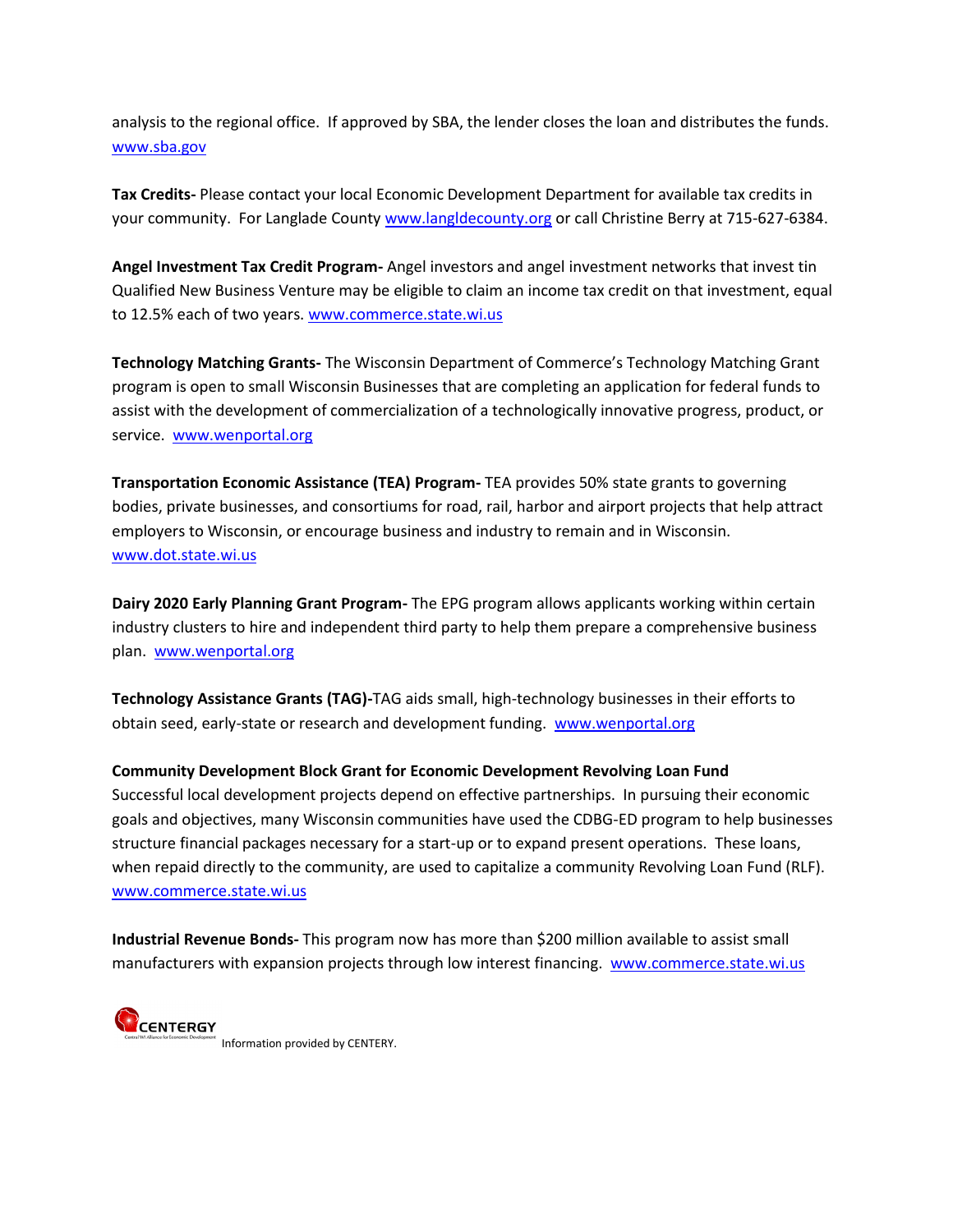analysis to the regional office. If approved by SBA, the lender closes the loan and distributes the funds. www.sba.gov

**Tax Credits-** Please contact your local Economic Development Department for available tax credits in your community. For Langlade County www.langldecounty.org or call Christine Berry at 715-627-6384.

**Angel Investment Tax Credit Program-** Angel investors and angel investment networks that invest tin Qualified New Business Venture may be eligible to claim an income tax credit on that investment, equal to 12.5% each of two years. www.commerce.state.wi.us

**Technology Matching Grants-** The Wisconsin Department of Commerce's Technology Matching Grant program is open to small Wisconsin Businesses that are completing an application for federal funds to assist with the development of commercialization of a technologically innovative progress, product, or service. www.wenportal.org

**Transportation Economic Assistance (TEA) Program-** TEA provides 50% state grants to governing bodies, private businesses, and consortiums for road, rail, harbor and airport projects that help attract employers to Wisconsin, or encourage business and industry to remain and in Wisconsin. www.dot.state.wi.us

**Dairy 2020 Early Planning Grant Program-** The EPG program allows applicants working within certain industry clusters to hire and independent third party to help them prepare a comprehensive business plan. www.wenportal.org

**Technology Assistance Grants (TAG)-**TAG aids small, high-technology businesses in their efforts to obtain seed, early-state or research and development funding. www.wenportal.org

**Community Development Block Grant for Economic Development Revolving Loan Fund**
Successful local development projects depend on effective partnerships. In pursuing their economic goals and objectives, many Wisconsin communities have used the CDBG-ED program to help businesses structure financial packages necessary for a start-up or to expand present operations. These loans, when repaid directly to the community, are used to capitalize a community Revolving Loan Fund (RLF). www.commerce.state.wi.us

**Industrial Revenue Bonds-** This program now has more than $200 million available to assist small manufacturers with expansion projects through low interest financing. www.commerce.state.wi.us

CENTERGY
Central WI Alliance for Economic Development

Information provided by CENTERY.